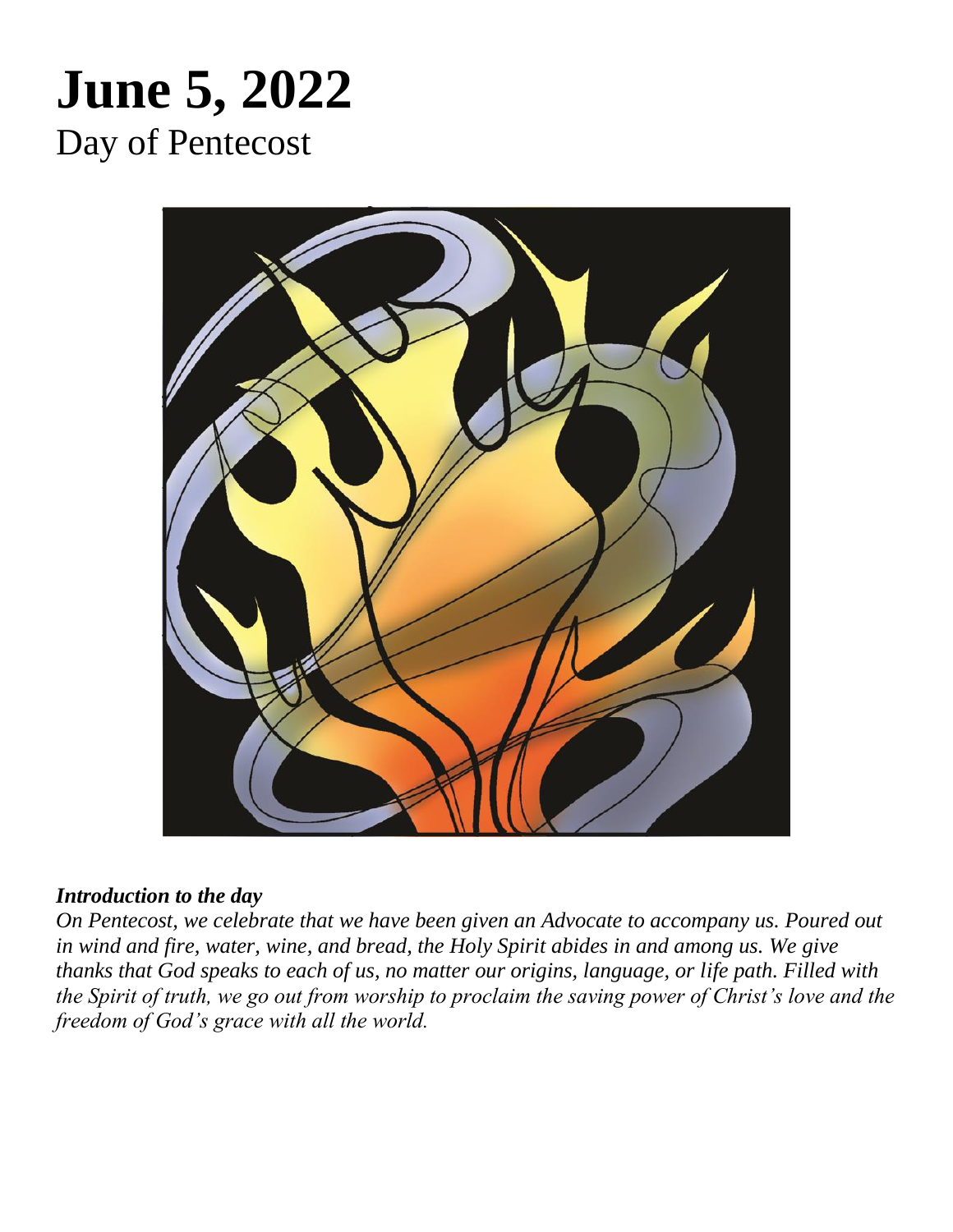# June 5, 2022

## Day of Pentecost

***Introduction to the day***

*On Pentecost, we celebrate that we have been given an Advocate to accompany us. Poured out in wind and fire, water, wine, and bread, the Holy Spirit abides in and among us. We give thanks that God speaks to each of us, no matter our origins, language, or life path. Filled with the Spirit of truth, we go out from worship to proclaim the saving power of Christ's love and the freedom of God's grace with all the world.*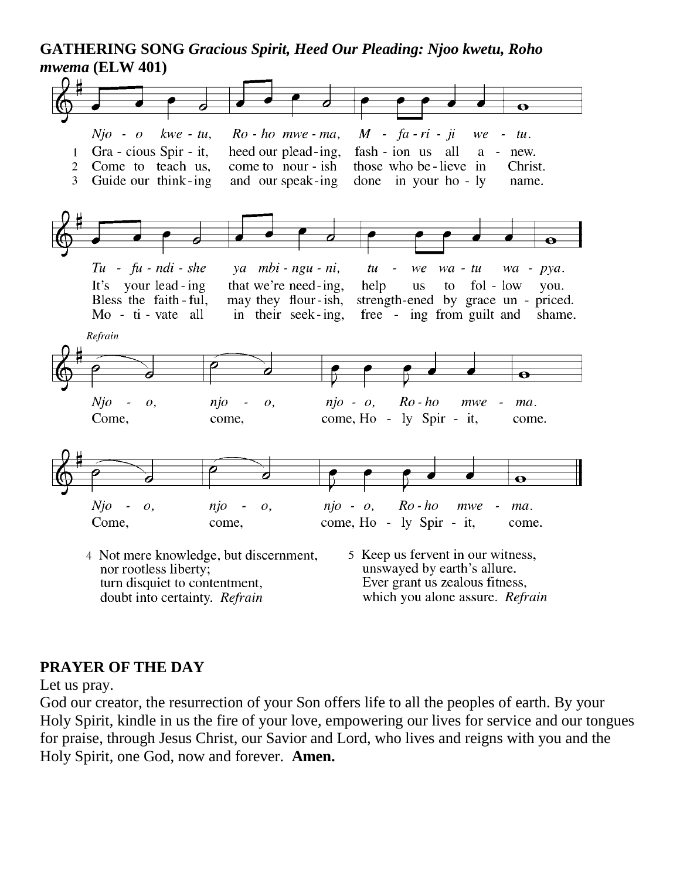**GATHERING SONG** ***Gracious Spirit, Heed Our Pleading: Njoo kwetu, Roho mwema*** **(ELW 401)**

*Njo - o kwe - tu, Ro - ho mwe - ma, M - fa - ri - ji we - tu.*

1 Gra - cious Spir - it, heed our plead - ing, fash - ion us all a - new.
2 Come to teach us, come to nour - ish those who be - lieve in Christ.
3 Guide our think - ing and our speak - ing done in your ho - ly name.

*Tu - fu - ndi - she ya mbi - ngu - ni, tu - we wa - tu wa - pya.*

It's your lead - ing that we're need - ing, help us to fol - low you.
Bless the faith - ful, may they flour - ish, strength-ened by grace un - priced.
Mo - ti - vate all in their seek - ing, free - ing from guilt and shame.

*Refrain*

*Njo - o, njo - o, njo - o, Ro - ho mwe - ma.*
Come, come, come, Ho - ly Spir - it, come.

*Njo - o, njo - o, njo - o, Ro - ho mwe - ma.*
Come, come, come, Ho - ly Spir - it, come.

4 Not mere knowledge, but discernment,
nor rootless liberty;
turn disquiet to contentment,
doubt into certainty. *Refrain*

5 Keep us fervent in our witness,
unswayed by earth's allure.
Ever grant us zealous fitness,
which you alone assure. *Refrain*

**PRAYER OF THE DAY**

Let us pray.

God our creator, the resurrection of your Son offers life to all the peoples of earth. By your Holy Spirit, kindle in us the fire of your love, empowering our lives for service and our tongues for praise, through Jesus Christ, our Savior and Lord, who lives and reigns with you and the Holy Spirit, one God, now and forever. **Amen.**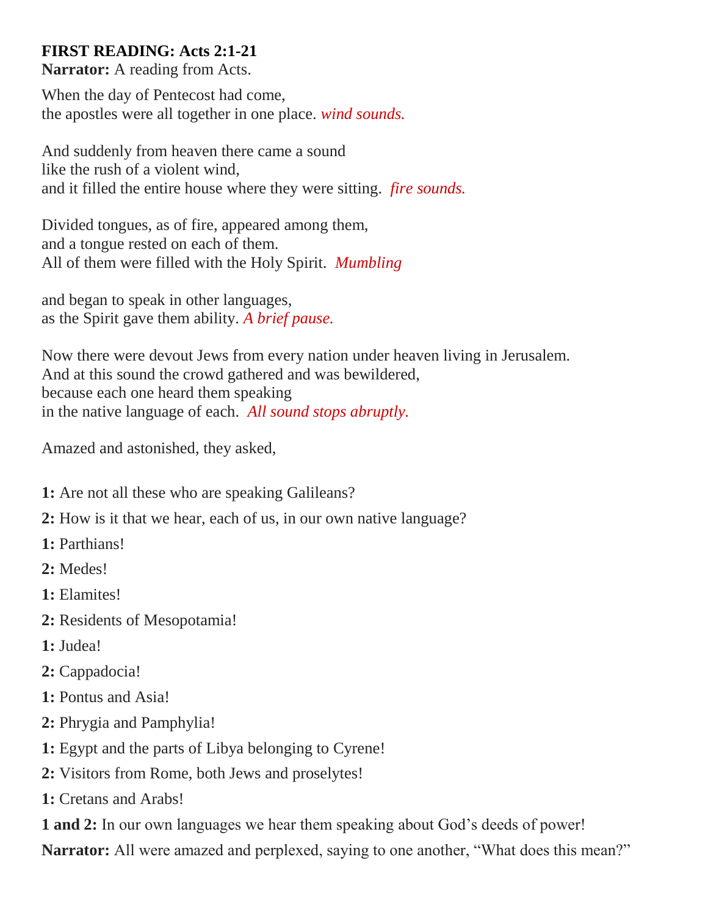**FIRST READING: Acts 2:1-21**

**Narrator:** A reading from Acts.

When the day of Pentecost had come,
the apostles were all together in one place. *wind sounds.*

And suddenly from heaven there came a sound
like the rush of a violent wind,
and it filled the entire house where they were sitting. *fire sounds.*

Divided tongues, as of fire, appeared among them,
and a tongue rested on each of them.
All of them were filled with the Holy Spirit. *Mumbling*

and began to speak in other languages,
as the Spirit gave them ability. *A brief pause.*

Now there were devout Jews from every nation under heaven living in Jerusalem.
And at this sound the crowd gathered and was bewildered,
because each one heard them speaking
in the native language of each. *All sound stops abruptly.*

Amazed and astonished, they asked,

**1:** Are not all these who are speaking Galileans?

**2:** How is it that we hear, each of us, in our own native language?

**1:** Parthians!

**2:** Medes!

**1:** Elamites!

**2:** Residents of Mesopotamia!

**1:** Judea!

**2:** Cappadocia!

**1:** Pontus and Asia!

**2:** Phrygia and Pamphylia!

**1:** Egypt and the parts of Libya belonging to Cyrene!

**2:** Visitors from Rome, both Jews and proselytes!

**1:** Cretans and Arabs!

**1 and 2:** In our own languages we hear them speaking about God's deeds of power!

**Narrator:** All were amazed and perplexed, saying to one another, "What does this mean?"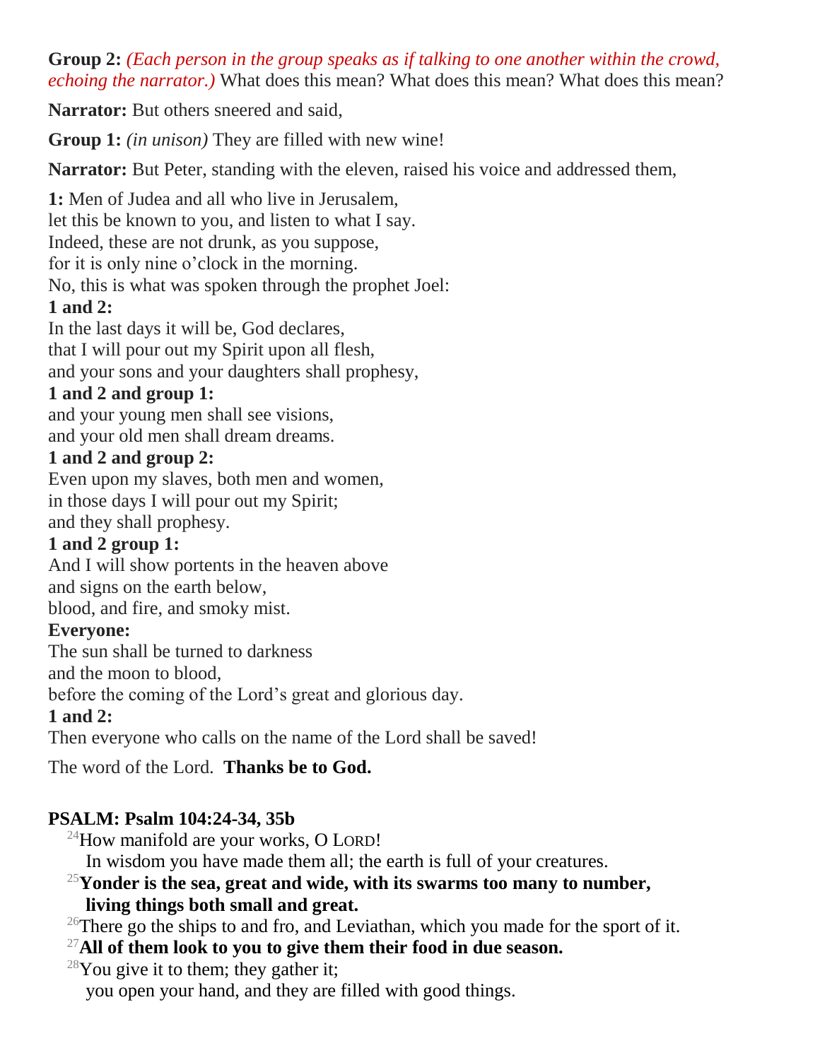**Group 2:** *(Each person in the group speaks as if talking to one another within the crowd, echoing the narrator.)* What does this mean? What does this mean? What does this mean?

**Narrator:** But others sneered and said,

**Group 1:** *(in unison)* They are filled with new wine!

**Narrator:** But Peter, standing with the eleven, raised his voice and addressed them,

**1:** Men of Judea and all who live in Jerusalem,
let this be known to you, and listen to what I say.
Indeed, these are not drunk, as you suppose,
for it is only nine o'clock in the morning.
No, this is what was spoken through the prophet Joel:

**1 and 2:**
In the last days it will be, God declares,
that I will pour out my Spirit upon all flesh,
and your sons and your daughters shall prophesy,

**1 and 2 and group 1:**
and your young men shall see visions,
and your old men shall dream dreams.

**1 and 2 and group 2:**
Even upon my slaves, both men and women,
in those days I will pour out my Spirit;
and they shall prophesy.

**1 and 2 group 1:**
And I will show portents in the heaven above
and signs on the earth below,
blood, and fire, and smoky mist.

**Everyone:**
The sun shall be turned to darkness
and the moon to blood,
before the coming of the Lord's great and glorious day.

**1 and 2:**
Then everyone who calls on the name of the Lord shall be saved!

The word of the Lord. **Thanks be to God.**

**PSALM: Psalm 104:24-34, 35b**

24 How manifold are your works, O LORD!
In wisdom you have made them all; the earth is full of your creatures.

**25 Yonder is the sea, great and wide, with its swarms too many to number,
living things both small and great.**

26 There go the ships to and fro, and Leviathan, which you made for the sport of it.

**27 All of them look to you to give them their food in due season.**

28 You give it to them; they gather it;
you open your hand, and they are filled with good things.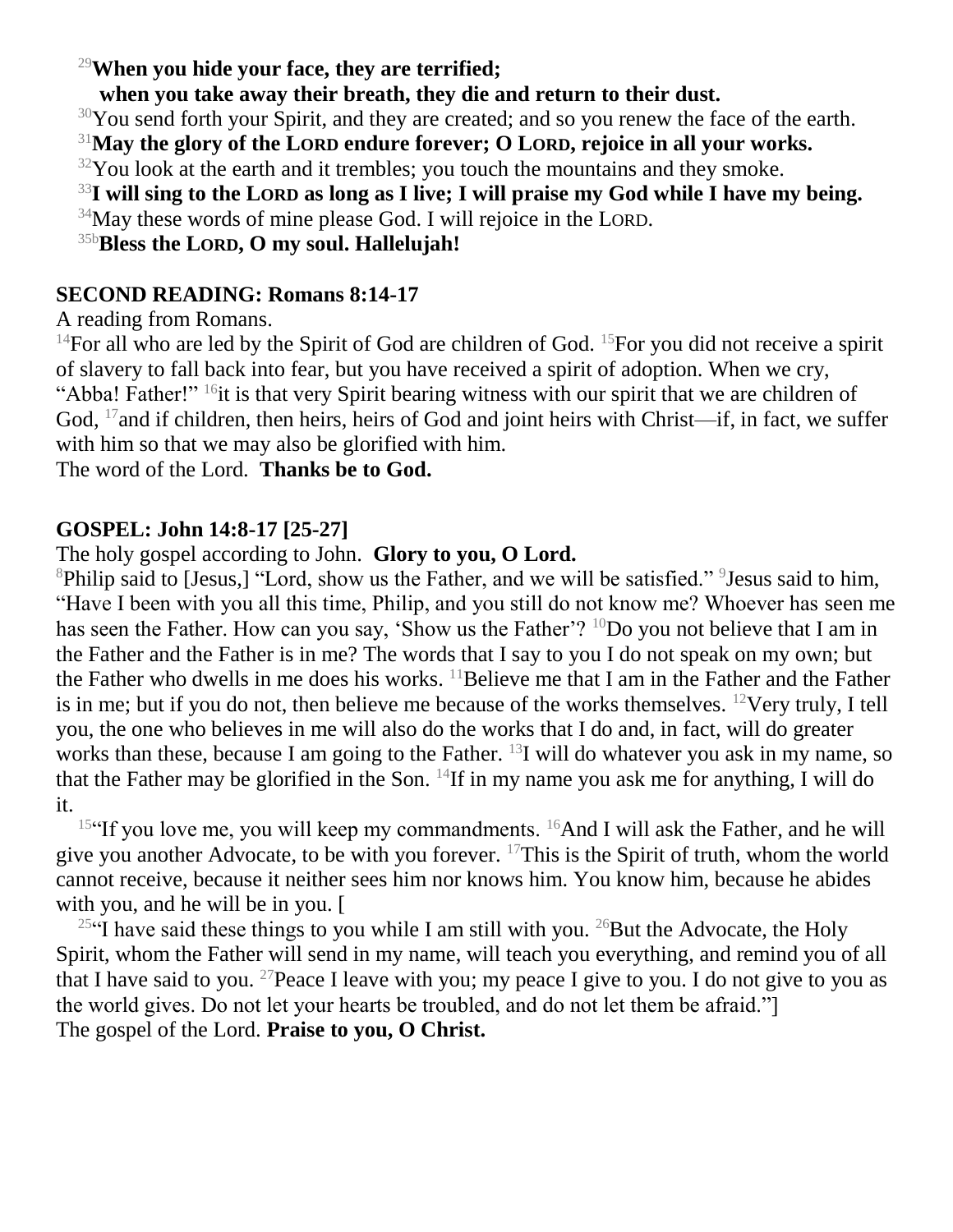[29]**When you hide your face, they are terrified;**
**when you take away their breath, they die and return to their dust.**

[30]You send forth your Spirit, and they are created; and so you renew the face of the earth.

[31]**May the glory of the LORD endure forever; O LORD, rejoice in all your works.**

[32]You look at the earth and it trembles; you touch the mountains and they smoke.

[33]**I will sing to the LORD as long as I live; I will praise my God while I have my being.**

[34]May these words of mine please God. I will rejoice in the LORD.

[35b]**Bless the LORD, O my soul. Hallelujah!**

**SECOND READING: Romans 8:14-17**

A reading from Romans.

[14]For all who are led by the Spirit of God are children of God. [15]For you did not receive a spirit of slavery to fall back into fear, but you have received a spirit of adoption. When we cry, "Abba! Father!" [16]it is that very Spirit bearing witness with our spirit that we are children of God, [17]and if children, then heirs, heirs of God and joint heirs with Christ—if, in fact, we suffer with him so that we may also be glorified with him.

The word of the Lord. **Thanks be to God.**

**GOSPEL: John 14:8-17 [25-27]**

The holy gospel according to John. **Glory to you, O Lord.**

[8]Philip said to [Jesus,] "Lord, show us the Father, and we will be satisfied." [9]Jesus said to him, "Have I been with you all this time, Philip, and you still do not know me? Whoever has seen me has seen the Father. How can you say, 'Show us the Father'? [10]Do you not believe that I am in the Father and the Father is in me? The words that I say to you I do not speak on my own; but the Father who dwells in me does his works. [11]Believe me that I am in the Father and the Father is in me; but if you do not, then believe me because of the works themselves. [12]Very truly, I tell you, the one who believes in me will also do the works that I do and, in fact, will do greater works than these, because I am going to the Father. [13]I will do whatever you ask in my name, so that the Father may be glorified in the Son. [14]If in my name you ask me for anything, I will do it.

[15]"If you love me, you will keep my commandments. [16]And I will ask the Father, and he will give you another Advocate, to be with you forever. [17]This is the Spirit of truth, whom the world cannot receive, because it neither sees him nor knows him. You know him, because he abides with you, and he will be in you. [

[25]"I have said these things to you while I am still with you. [26]But the Advocate, the Holy Spirit, whom the Father will send in my name, will teach you everything, and remind you of all that I have said to you. [27]Peace I leave with you; my peace I give to you. I do not give to you as the world gives. Do not let your hearts be troubled, and do not let them be afraid."]

The gospel of the Lord. **Praise to you, O Christ.**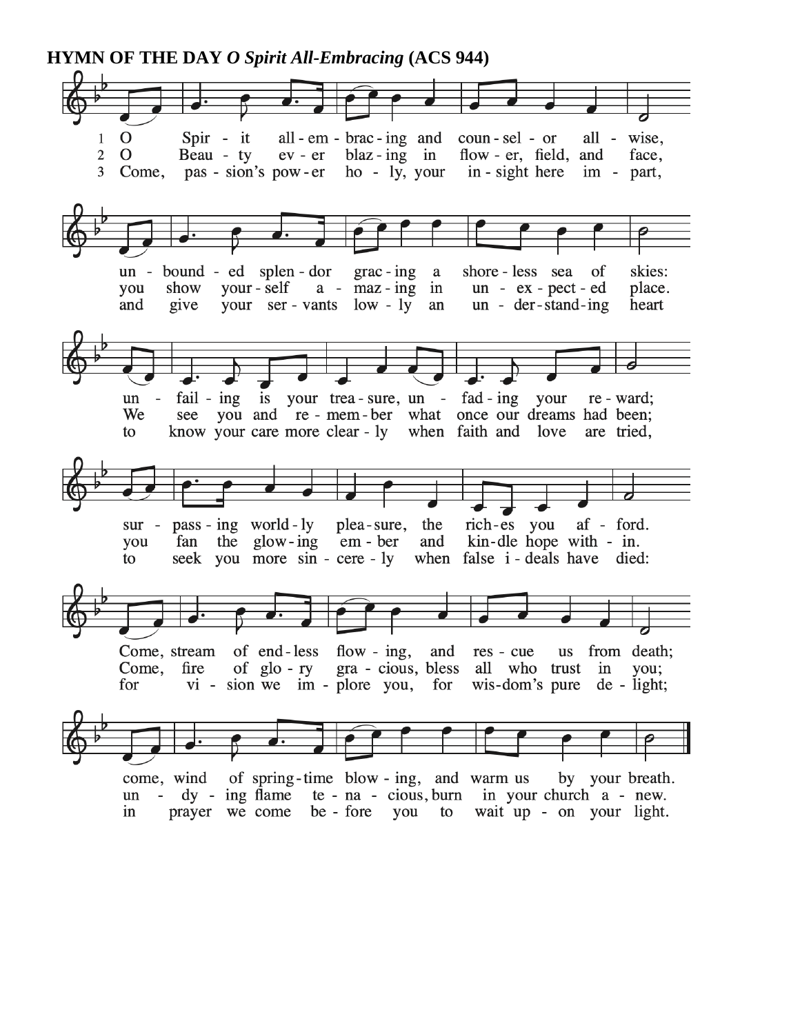**HYMN OF THE DAY** ***O Spirit All-Embracing*** **(ACS 944)**

1 O Spirit all-embracing and counselor all-wise,
unbounded splendor gracing a shoreless sea of skies:
unfailing is your treasure, unfading your reward;
surpassing worldly pleasure, the riches you afford.
Come, stream of endless flowing, and rescue us from death;
come, wind of springtime blowing, and warm us by your breath.

2 O Beauty ever blazing in flower, field, and face,
you show yourself amazing in unexpected place.
We see you and remember what once our dreams had been;
you fan the glowing ember and kindle hope within.
Come, fire of glory gracious, bless all who trust in you;
undying flame tenacious, burn in your church anew.

3 Come, passion's power holy, your insight here impart,
and give your servants lowly an understanding heart
to know your care more clearly when faith and love are tried,
to seek you more sincerely when false ideals have died:
for vision we implore you, for wisdom's pure delight;
in prayer we come before you to wait upon your light.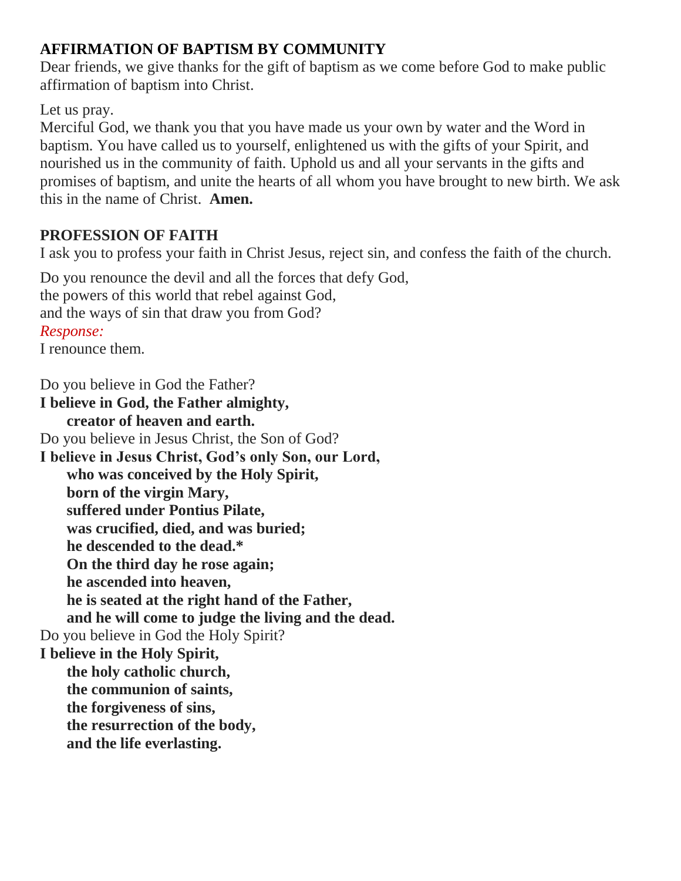## AFFIRMATION OF BAPTISM BY COMMUNITY

Dear friends, we give thanks for the gift of baptism as we come before God to make public affirmation of baptism into Christ.

Let us pray.
Merciful God, we thank you that you have made us your own by water and the Word in baptism. You have called us to yourself, enlightened us with the gifts of your Spirit, and nourished us in the community of faith. Uphold us and all your servants in the gifts and promises of baptism, and unite the hearts of all whom you have brought to new birth. We ask this in the name of Christ. **Amen.**

## PROFESSION OF FAITH

I ask you to profess your faith in Christ Jesus, reject sin, and confess the faith of the church.

Do you renounce the devil and all the forces that defy God,
the powers of this world that rebel against God,
and the ways of sin that draw you from God?
*Response:*
I renounce them.

Do you believe in God the Father?
**I believe in God, the Father almighty,**
**creator of heaven and earth.**
Do you believe in Jesus Christ, the Son of God?
**I believe in Jesus Christ, God's only Son, our Lord,**
**who was conceived by the Holy Spirit,**
**born of the virgin Mary,**
**suffered under Pontius Pilate,**
**was crucified, died, and was buried;**
**he descended to the dead.***
**On the third day he rose again;**
**he ascended into heaven,**
**he is seated at the right hand of the Father,**
**and he will come to judge the living and the dead.**
Do you believe in God the Holy Spirit?
**I believe in the Holy Spirit,**
**the holy catholic church,**
**the communion of saints,**
**the forgiveness of sins,**
**the resurrection of the body,**
**and the life everlasting.**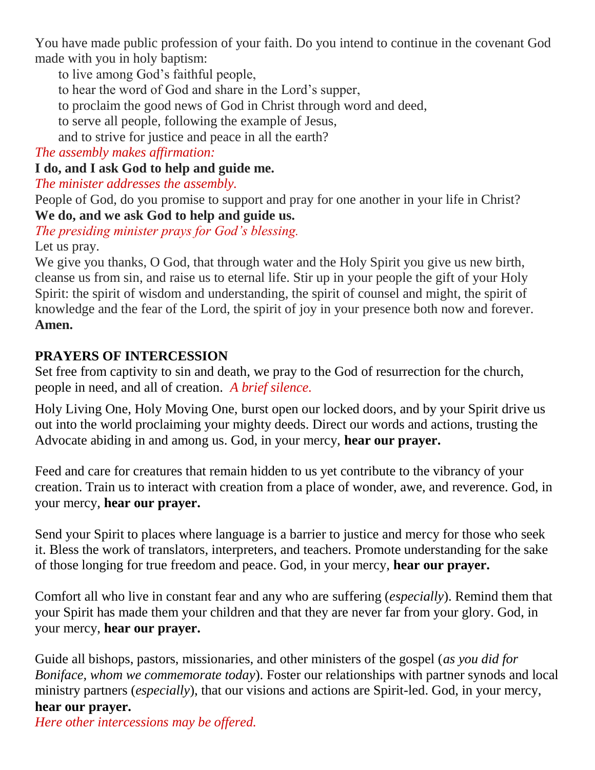You have made public profession of your faith. Do you intend to continue in the covenant God made with you in holy baptism:

to live among God's faithful people,
to hear the word of God and share in the Lord's supper,
to proclaim the good news of God in Christ through word and deed,
to serve all people, following the example of Jesus,
and to strive for justice and peace in all the earth?

*The assembly makes affirmation:*

**I do, and I ask God to help and guide me.**

*The minister addresses the assembly.*

People of God, do you promise to support and pray for one another in your life in Christ?

**We do, and we ask God to help and guide us.**

*The presiding minister prays for God's blessing.*

Let us pray.

We give you thanks, O God, that through water and the Holy Spirit you give us new birth, cleanse us from sin, and raise us to eternal life. Stir up in your people the gift of your Holy Spirit: the spirit of wisdom and understanding, the spirit of counsel and might, the spirit of knowledge and the fear of the Lord, the spirit of joy in your presence both now and forever.

**Amen.**

**PRAYERS OF INTERCESSION**

Set free from captivity to sin and death, we pray to the God of resurrection for the church, people in need, and all of creation. *A brief silence.*

Holy Living One, Holy Moving One, burst open our locked doors, and by your Spirit drive us out into the world proclaiming your mighty deeds. Direct our words and actions, trusting the Advocate abiding in and among us. God, in your mercy, **hear our prayer.**

Feed and care for creatures that remain hidden to us yet contribute to the vibrancy of your creation. Train us to interact with creation from a place of wonder, awe, and reverence. God, in your mercy, **hear our prayer.**

Send your Spirit to places where language is a barrier to justice and mercy for those who seek it. Bless the work of translators, interpreters, and teachers. Promote understanding for the sake of those longing for true freedom and peace. God, in your mercy, **hear our prayer.**

Comfort all who live in constant fear and any who are suffering (*especially*). Remind them that your Spirit has made them your children and that they are never far from your glory. God, in your mercy, **hear our prayer.**

Guide all bishops, pastors, missionaries, and other ministers of the gospel (*as you did for Boniface, whom we commemorate today*). Foster our relationships with partner synods and local ministry partners (*especially*), that our visions and actions are Spirit-led. God, in your mercy, **hear our prayer.**

*Here other intercessions may be offered.*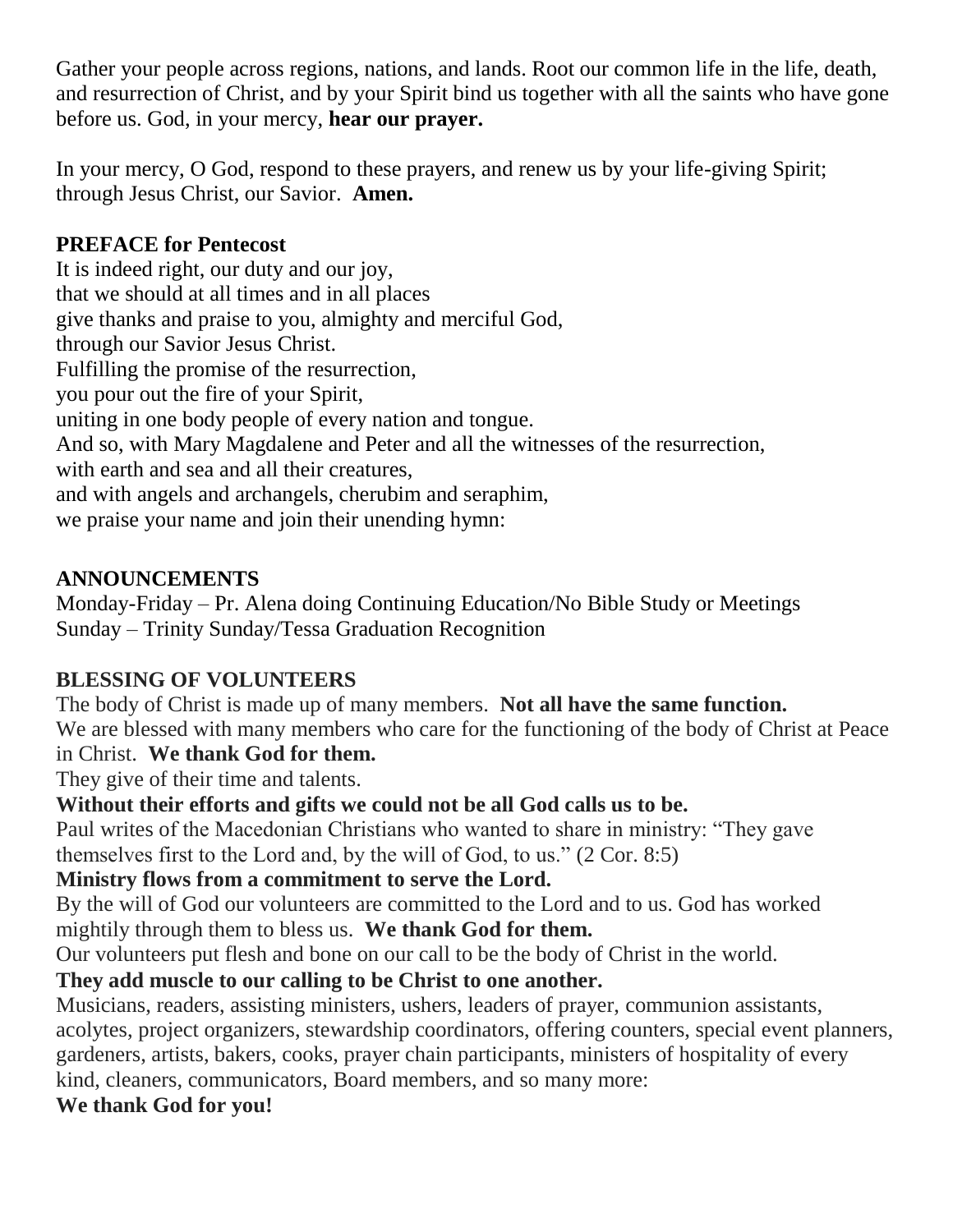Gather your people across regions, nations, and lands. Root our common life in the life, death, and resurrection of Christ, and by your Spirit bind us together with all the saints who have gone before us. God, in your mercy, **hear our prayer.**

In your mercy, O God, respond to these prayers, and renew us by your life-giving Spirit; through Jesus Christ, our Savior. **Amen.**

**PREFACE for Pentecost**

It is indeed right, our duty and our joy,
that we should at all times and in all places
give thanks and praise to you, almighty and merciful God,
through our Savior Jesus Christ.
Fulfilling the promise of the resurrection,
you pour out the fire of your Spirit,
uniting in one body people of every nation and tongue.
And so, with Mary Magdalene and Peter and all the witnesses of the resurrection,
with earth and sea and all their creatures,
and with angels and archangels, cherubim and seraphim,
we praise your name and join their unending hymn:

**ANNOUNCEMENTS**

Monday-Friday – Pr. Alena doing Continuing Education/No Bible Study or Meetings
Sunday – Trinity Sunday/Tessa Graduation Recognition

**BLESSING OF VOLUNTEERS**

The body of Christ is made up of many members. **Not all have the same function.**
We are blessed with many members who care for the functioning of the body of Christ at Peace in Christ. **We thank God for them.**
They give of their time and talents.
**Without their efforts and gifts we could not be all God calls us to be.**
Paul writes of the Macedonian Christians who wanted to share in ministry: "They gave themselves first to the Lord and, by the will of God, to us." (2 Cor. 8:5)
**Ministry flows from a commitment to serve the Lord.**
By the will of God our volunteers are committed to the Lord and to us. God has worked mightily through them to bless us. **We thank God for them.**
Our volunteers put flesh and bone on our call to be the body of Christ in the world.
**They add muscle to our calling to be Christ to one another.**
Musicians, readers, assisting ministers, ushers, leaders of prayer, communion assistants, acolytes, project organizers, stewardship coordinators, offering counters, special event planners, gardeners, artists, bakers, cooks, prayer chain participants, ministers of hospitality of every kind, cleaners, communicators, Board members, and so many more:
**We thank God for you!**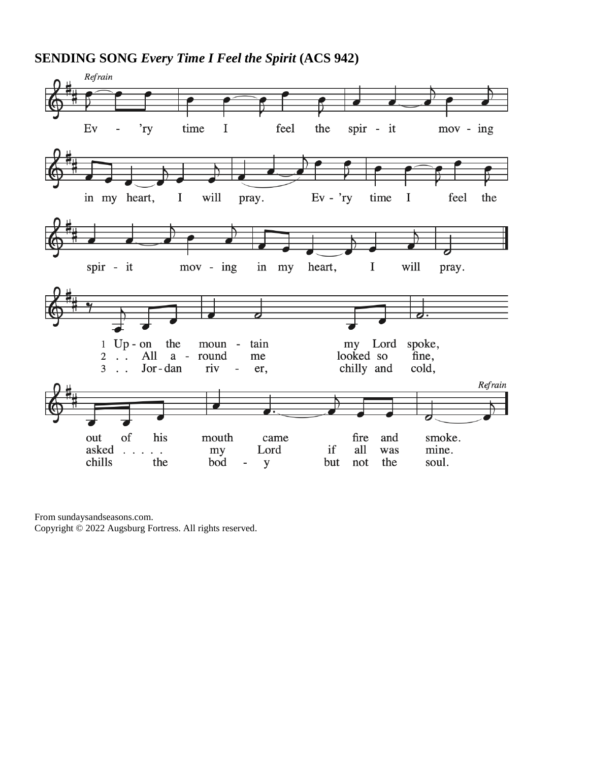**SENDING SONG** ***Every Time I Feel the Spirit*** **(ACS 942)**

*Refrain*

Ev - 'ry time I feel the spir - it mov - ing in my heart, I will pray. Ev - 'ry time I feel the spir - it mov - ing in my heart, I will pray.

1 Up - on the moun - tain my Lord spoke, out of his mouth came fire and smoke.
2 . . All a - round me looked so fine, asked . . . . . my Lord if all was mine.
3 . . Jor - dan riv - er, chilly and cold, chills the bod - y but not the soul.

*Refrain*

From sundaysandseasons.com.
Copyright © 2022 Augsburg Fortress. All rights reserved.